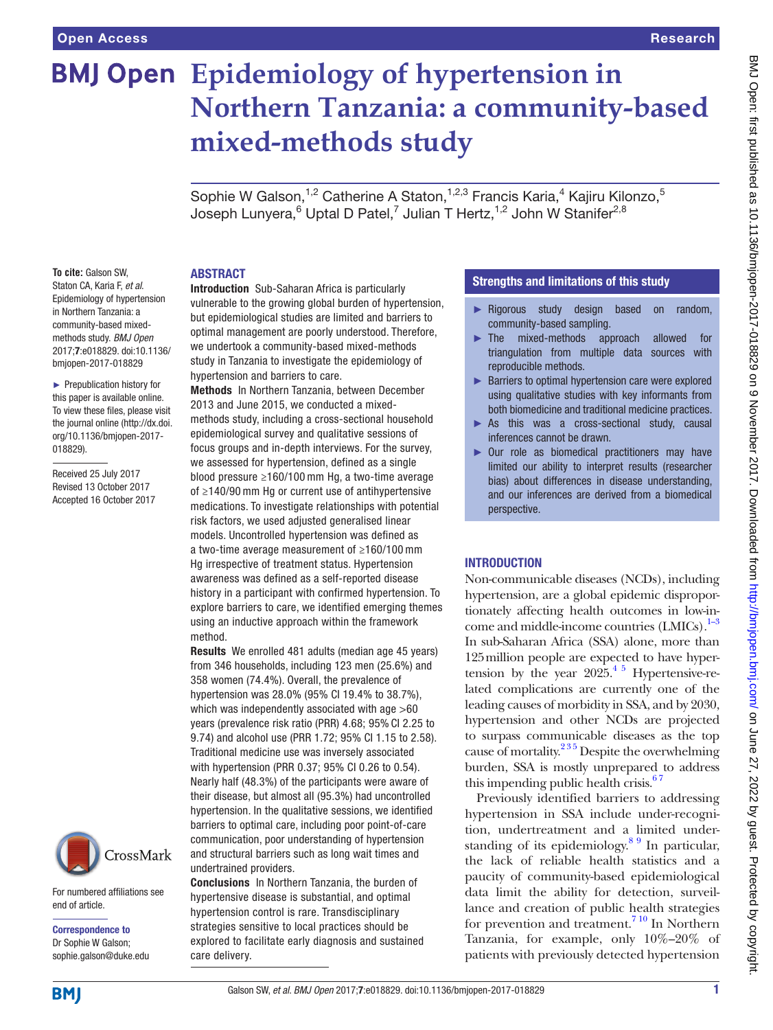# Epidemiology of hypertension in Northern Tanzania: a community-based mixed-methods study

Sophie W Galson,[1,2] Catherine A Staton,[1,2,3] Francis Karia,[4] Kajiru Kilonzo,[5] Joseph Lunyera,[6] Uptal D Patel,[7] Julian T Hertz,[1,2] John W Stanifer[2,8]

**To cite:** Galson SW, Staton CA, Karia F, *et al*. Epidemiology of hypertension in Northern Tanzania: a community-based mixed-methods study. *BMJ Open* 2017;**7**:e018829. doi:10.1136/bmjopen-2017-018829

► Prepublication history for this paper is available online. To view these files, please visit the journal online (http://dx.doi.org/10.1136/bmjopen-2017-018829).

Received 25 July 2017
Revised 13 October 2017
Accepted 16 October 2017

For numbered affiliations see end of article.

**Correspondence to**
Dr Sophie W Galson; sophie.galson@duke.edu

## Abstract

**Introduction** Sub-Saharan Africa is particularly vulnerable to the growing global burden of hypertension, but epidemiological studies are limited and barriers to optimal management are poorly understood. Therefore, we undertook a community-based mixed-methods study in Tanzania to investigate the epidemiology of hypertension and barriers to care.

**Methods** In Northern Tanzania, between December 2013 and June 2015, we conducted a mixed-methods study, including a cross-sectional household epidemiological survey and qualitative sessions of focus groups and in-depth interviews. For the survey, we assessed for hypertension, defined as a single blood pressure ≥160/100 mm Hg, a two-time average of ≥140/90 mm Hg or current use of antihypertensive medications. To investigate relationships with potential risk factors, we used adjusted generalised linear models. Uncontrolled hypertension was defined as a two-time average measurement of ≥160/100 mm Hg irrespective of treatment status. Hypertension awareness was defined as a self-reported disease history in a participant with confirmed hypertension. To explore barriers to care, we identified emerging themes using an inductive approach within the framework method.

**Results** We enrolled 481 adults (median age 45 years) from 346 households, including 123 men (25.6%) and 358 women (74.4%). Overall, the prevalence of hypertension was 28.0% (95% CI 19.4% to 38.7%), which was independently associated with age >60 years (prevalence risk ratio (PRR) 4.68; 95% CI 2.25 to 9.74) and alcohol use (PRR 1.72; 95% CI 1.15 to 2.58). Traditional medicine use was inversely associated with hypertension (PRR 0.37; 95% CI 0.26 to 0.54). Nearly half (48.3%) of the participants were aware of their disease, but almost all (95.3%) had uncontrolled hypertension. In the qualitative sessions, we identified barriers to optimal care, including poor point-of-care communication, poor understanding of hypertension and structural barriers such as long wait times and undertrained providers.

**Conclusions** In Northern Tanzania, the burden of hypertensive disease is substantial, and optimal hypertension control is rare. Transdisciplinary strategies sensitive to local practices should be explored to facilitate early diagnosis and sustained care delivery.

## Strengths and limitations of this study

- ► Rigorous study design based on random, community-based sampling.
- ► The mixed-methods approach allowed for triangulation from multiple data sources with reproducible methods.
- ► Barriers to optimal hypertension care were explored using qualitative studies with key informants from both biomedicine and traditional medicine practices.
- ► As this was a cross-sectional study, causal inferences cannot be drawn.
- ► Our role as biomedical practitioners may have limited our ability to interpret results (researcher bias) about differences in disease understanding, and our inferences are derived from a biomedical perspective.

## Introduction

Non-communicable diseases (NCDs), including hypertension, are a global epidemic disproportionately affecting health outcomes in low-income and middle-income countries (LMICs).[1–3] In sub-Saharan Africa (SSA) alone, more than 125 million people are expected to have hypertension by the year 2025.[4 5] Hypertensive-related complications are currently one of the leading causes of morbidity in SSA, and by 2030, hypertension and other NCDs are projected to surpass communicable diseases as the top cause of mortality.[2 3 5] Despite the overwhelming burden, SSA is mostly unprepared to address this impending public health crisis.[6 7]

Previously identified barriers to addressing hypertension in SSA include under-recognition, undertreatment and a limited understanding of its epidemiology.[8 9] In particular, the lack of reliable health statistics and a paucity of community-based epidemiological data limit the ability for detection, surveillance and creation of public health strategies for prevention and treatment.[7 10] In Northern Tanzania, for example, only 10%–20% of patients with previously detected hypertension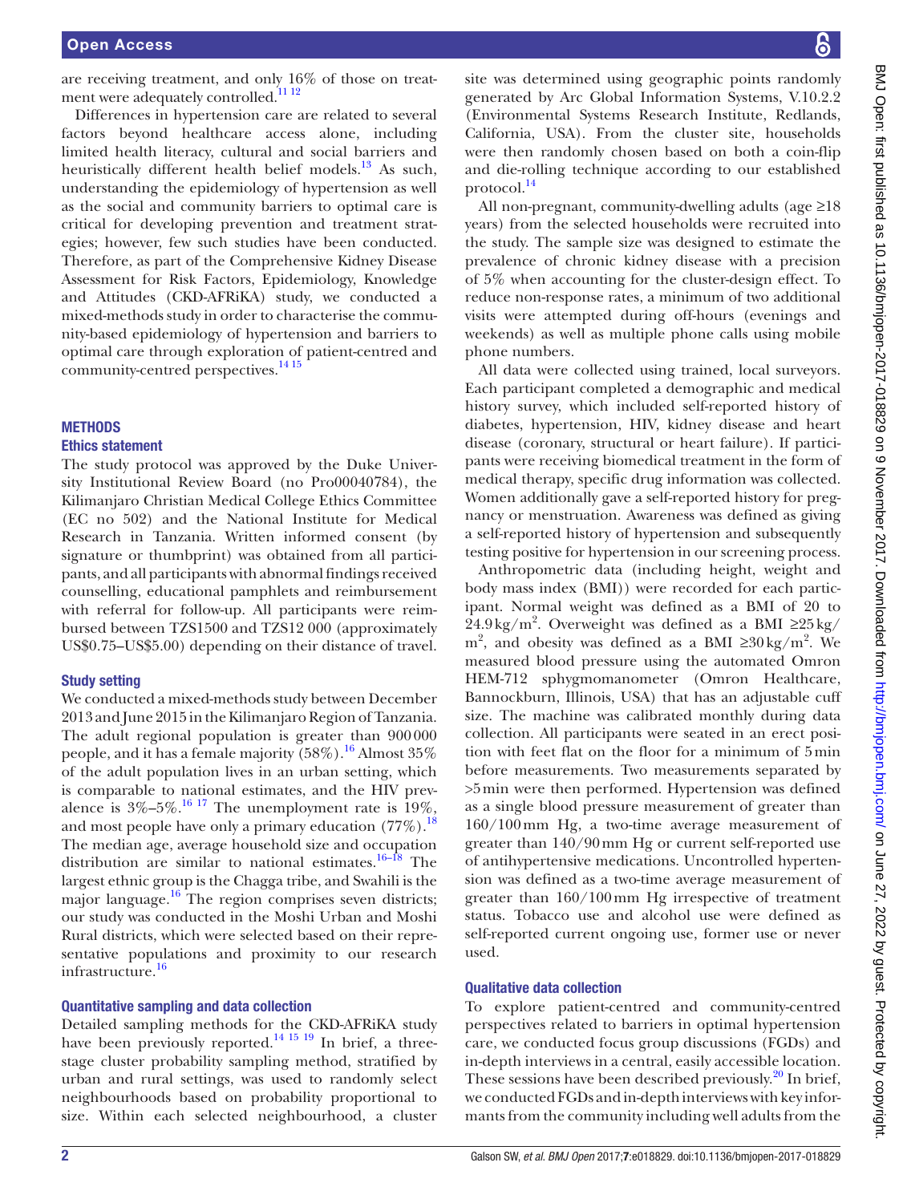are receiving treatment, and only 16% of those on treatment were adequately controlled.[11 12]

Differences in hypertension care are related to several factors beyond healthcare access alone, including limited health literacy, cultural and social barriers and heuristically different health belief models.[13] As such, understanding the epidemiology of hypertension as well as the social and community barriers to optimal care is critical for developing prevention and treatment strategies; however, few such studies have been conducted. Therefore, as part of the Comprehensive Kidney Disease Assessment for Risk Factors, Epidemiology, Knowledge and Attitudes (CKD-AFRiKA) study, we conducted a mixed-methods study in order to characterise the community-based epidemiology of hypertension and barriers to optimal care through exploration of patient-centred and community-centred perspectives.[14 15]

## METHODS

### Ethics statement

The study protocol was approved by the Duke University Institutional Review Board (no Pro00040784), the Kilimanjaro Christian Medical College Ethics Committee (EC no 502) and the National Institute for Medical Research in Tanzania. Written informed consent (by signature or thumbprint) was obtained from all participants, and all participants with abnormal findings received counselling, educational pamphlets and reimbursement with referral for follow-up. All participants were reimbursed between TZS1500 and TZS12 000 (approximately US$0.75–US$5.00) depending on their distance of travel.

### Study setting

We conducted a mixed-methods study between December 2013 and June 2015 in the Kilimanjaro Region of Tanzania. The adult regional population is greater than 900 000 people, and it has a female majority (58%).[16] Almost 35% of the adult population lives in an urban setting, which is comparable to national estimates, and the HIV prevalence is 3%–5%.[16 17] The unemployment rate is 19%, and most people have only a primary education (77%).[18] The median age, average household size and occupation distribution are similar to national estimates.[16–18] The largest ethnic group is the Chagga tribe, and Swahili is the major language.[16] The region comprises seven districts; our study was conducted in the Moshi Urban and Moshi Rural districts, which were selected based on their representative populations and proximity to our research infrastructure.[16]

### Quantitative sampling and data collection

Detailed sampling methods for the CKD-AFRiKA study have been previously reported.[14 15 19] In brief, a three-stage cluster probability sampling method, stratified by urban and rural settings, was used to randomly select neighbourhoods based on probability proportional to size. Within each selected neighbourhood, a cluster site was determined using geographic points randomly generated by Arc Global Information Systems, V.10.2.2 (Environmental Systems Research Institute, Redlands, California, USA). From the cluster site, households were then randomly chosen based on both a coin-flip and die-rolling technique according to our established protocol.[14]

All non-pregnant, community-dwelling adults (age ≥18 years) from the selected households were recruited into the study. The sample size was designed to estimate the prevalence of chronic kidney disease with a precision of 5% when accounting for the cluster-design effect. To reduce non-response rates, a minimum of two additional visits were attempted during off-hours (evenings and weekends) as well as multiple phone calls using mobile phone numbers.

All data were collected using trained, local surveyors. Each participant completed a demographic and medical history survey, which included self-reported history of diabetes, hypertension, HIV, kidney disease and heart disease (coronary, structural or heart failure). If participants were receiving biomedical treatment in the form of medical therapy, specific drug information was collected. Women additionally gave a self-reported history for pregnancy or menstruation. Awareness was defined as giving a self-reported history of hypertension and subsequently testing positive for hypertension in our screening process.

Anthropometric data (including height, weight and body mass index (BMI)) were recorded for each participant. Normal weight was defined as a BMI of 20 to 24.9 kg/m$^2$. Overweight was defined as a BMI ≥25 kg/m$^2$, and obesity was defined as a BMI ≥30 kg/m$^2$. We measured blood pressure using the automated Omron HEM-712 sphygmomanometer (Omron Healthcare, Bannockburn, Illinois, USA) that has an adjustable cuff size. The machine was calibrated monthly during data collection. All participants were seated in an erect position with feet flat on the floor for a minimum of 5 min before measurements. Two measurements separated by >5 min were then performed. Hypertension was defined as a single blood pressure measurement of greater than 160/100 mm Hg, a two-time average measurement of greater than 140/90 mm Hg or current self-reported use of antihypertensive medications. Uncontrolled hypertension was defined as a two-time average measurement of greater than 160/100 mm Hg irrespective of treatment status. Tobacco use and alcohol use were defined as self-reported current ongoing use, former use or never used.

### Qualitative data collection

To explore patient-centred and community-centred perspectives related to barriers in optimal hypertension care, we conducted focus group discussions (FGDs) and in-depth interviews in a central, easily accessible location. These sessions have been described previously.[20] In brief, we conducted FGDs and in-depth interviews with key informants from the community including well adults from the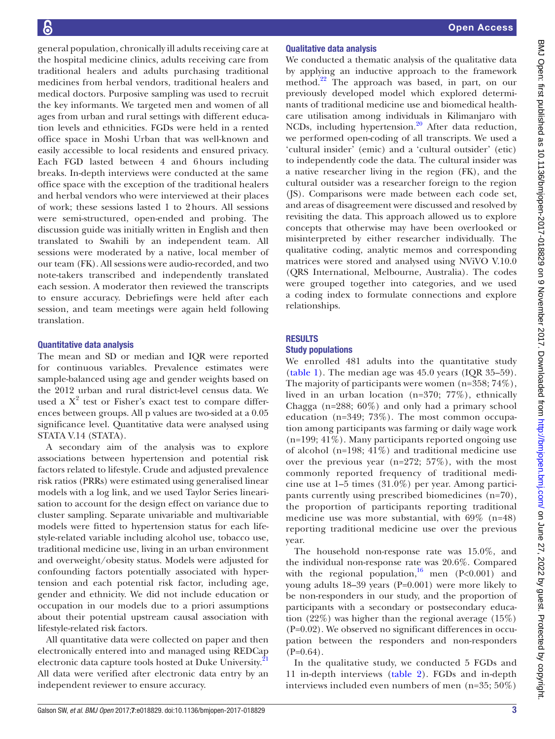general population, chronically ill adults receiving care at the hospital medicine clinics, adults receiving care from traditional healers and adults purchasing traditional medicines from herbal vendors, traditional healers and medical doctors. Purposive sampling was used to recruit the key informants. We targeted men and women of all ages from urban and rural settings with different education levels and ethnicities. FGDs were held in a rented office space in Moshi Urban that was well-known and easily accessible to local residents and ensured privacy. Each FGD lasted between 4 and 6 hours including breaks. In-depth interviews were conducted at the same office space with the exception of the traditional healers and herbal vendors who were interviewed at their places of work; these sessions lasted 1 to 2 hours. All sessions were semi-structured, open-ended and probing. The discussion guide was initially written in English and then translated to Swahili by an independent team. All sessions were moderated by a native, local member of our team (FK). All sessions were audio-recorded, and two note-takers transcribed and independently translated each session. A moderator then reviewed the transcripts to ensure accuracy. Debriefings were held after each session, and team meetings were again held following translation.

### Quantitative data analysis

The mean and SD or median and IQR were reported for continuous variables. Prevalence estimates were sample-balanced using age and gender weights based on the 2012 urban and rural district-level census data. We used a $X^2$ test or Fisher's exact test to compare differences between groups. All p values are two-sided at a 0.05 significance level. Quantitative data were analysed using STATA V.14 (STATA).

A secondary aim of the analysis was to explore associations between hypertension and potential risk factors related to lifestyle. Crude and adjusted prevalence risk ratios (PRRs) were estimated using generalised linear models with a log link, and we used Taylor Series linearisation to account for the design effect on variance due to cluster sampling. Separate univariable and multivariable models were fitted to hypertension status for each lifestyle-related variable including alcohol use, tobacco use, traditional medicine use, living in an urban environment and overweight/obesity status. Models were adjusted for confounding factors potentially associated with hypertension and each potential risk factor, including age, gender and ethnicity. We did not include education or occupation in our models due to a priori assumptions about their potential upstream causal association with lifestyle-related risk factors.

All quantitative data were collected on paper and then electronically entered into and managed using REDCap electronic data capture tools hosted at Duke University.[21] All data were verified after electronic data entry by an independent reviewer to ensure accuracy.

### Qualitative data analysis

We conducted a thematic analysis of the qualitative data by applying an inductive approach to the framework method.[22] The approach was based, in part, on our previously developed model which explored determinants of traditional medicine use and biomedical healthcare utilisation among individuals in Kilimanjaro with NCDs, including hypertension.[20] After data reduction, we performed open-coding of all transcripts. We used a 'cultural insider' (emic) and a 'cultural outsider' (etic) to independently code the data. The cultural insider was a native researcher living in the region (FK), and the cultural outsider was a researcher foreign to the region (JS). Comparisons were made between each code set, and areas of disagreement were discussed and resolved by revisiting the data. This approach allowed us to explore concepts that otherwise may have been overlooked or misinterpreted by either researcher individually. The qualitative coding, analytic memos and corresponding matrices were stored and analysed using NViVO V.10.0 (QRS International, Melbourne, Australia). The codes were grouped together into categories, and we used a coding index to formulate connections and explore relationships.

## RESULTS

### Study populations

We enrolled 481 adults into the quantitative study (table 1). The median age was 45.0 years (IQR 35–59). The majority of participants were women (n=358; 74%), lived in an urban location (n=370; 77%), ethnically Chagga (n=288; 60%) and only had a primary school education (n=349; 73%). The most common occupation among participants was farming or daily wage work (n=199; 41%). Many participants reported ongoing use of alcohol (n=198; 41%) and traditional medicine use over the previous year (n=272; 57%), with the most commonly reported frequency of traditional medicine use at 1–5 times (31.0%) per year. Among participants currently using prescribed biomedicines (n=70), the proportion of participants reporting traditional medicine use was more substantial, with 69% (n=48) reporting traditional medicine use over the previous year.

The household non-response rate was 15.0%, and the individual non-response rate was 20.6%. Compared with the regional population,[16] men (P<0.001) and young adults 18–39 years (P=0.001) were more likely to be non-responders in our study, and the proportion of participants with a secondary or postsecondary education (22%) was higher than the regional average (15%) (P=0.02). We observed no significant differences in occupation between the responders and non-responders (P=0.64).

In the qualitative study, we conducted 5 FGDs and 11 in-depth interviews (table 2). FGDs and in-depth interviews included even numbers of men (n=35; 50%)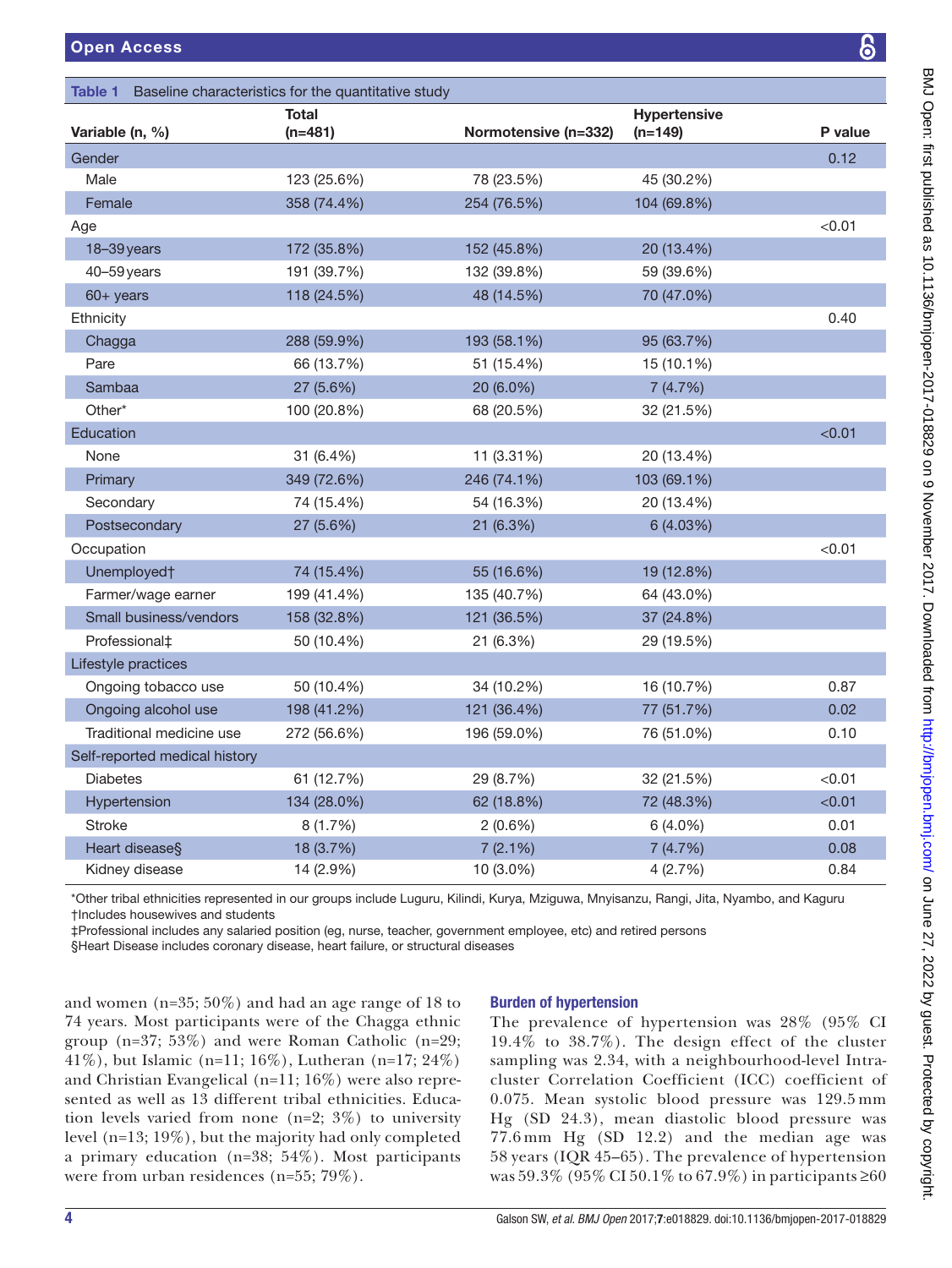**Table 1** Baseline characteristics for the quantitative study

| Variable (n, %) | Total (n=481) | Normotensive (n=332) | Hypertensive (n=149) | P value |
|---|---|---|---|---|
| Gender | | | | 0.12 |
| Male | 123 (25.6%) | 78 (23.5%) | 45 (30.2%) | |
| Female | 358 (74.4%) | 254 (76.5%) | 104 (69.8%) | |
| Age | | | | <0.01 |
| 18–39 years | 172 (35.8%) | 152 (45.8%) | 20 (13.4%) | |
| 40–59 years | 191 (39.7%) | 132 (39.8%) | 59 (39.6%) | |
| 60+ years | 118 (24.5%) | 48 (14.5%) | 70 (47.0%) | |
| Ethnicity | | | | 0.40 |
| Chagga | 288 (59.9%) | 193 (58.1%) | 95 (63.7%) | |
| Pare | 66 (13.7%) | 51 (15.4%) | 15 (10.1%) | |
| Sambaa | 27 (5.6%) | 20 (6.0%) | 7 (4.7%) | |
| Other* | 100 (20.8%) | 68 (20.5%) | 32 (21.5%) | |
| Education | | | | <0.01 |
| None | 31 (6.4%) | 11 (3.31%) | 20 (13.4%) | |
| Primary | 349 (72.6%) | 246 (74.1%) | 103 (69.1%) | |
| Secondary | 74 (15.4%) | 54 (16.3%) | 20 (13.4%) | |
| Postsecondary | 27 (5.6%) | 21 (6.3%) | 6 (4.03%) | |
| Occupation | | | | <0.01 |
| Unemployed† | 74 (15.4%) | 55 (16.6%) | 19 (12.8%) | |
| Farmer/wage earner | 199 (41.4%) | 135 (40.7%) | 64 (43.0%) | |
| Small business/vendors | 158 (32.8%) | 121 (36.5%) | 37 (24.8%) | |
| Professional‡ | 50 (10.4%) | 21 (6.3%) | 29 (19.5%) | |
| Lifestyle practices | | | | |
| Ongoing tobacco use | 50 (10.4%) | 34 (10.2%) | 16 (10.7%) | 0.87 |
| Ongoing alcohol use | 198 (41.2%) | 121 (36.4%) | 77 (51.7%) | 0.02 |
| Traditional medicine use | 272 (56.6%) | 196 (59.0%) | 76 (51.0%) | 0.10 |
| Self-reported medical history | | | | |
| Diabetes | 61 (12.7%) | 29 (8.7%) | 32 (21.5%) | <0.01 |
| Hypertension | 134 (28.0%) | 62 (18.8%) | 72 (48.3%) | <0.01 |
| Stroke | 8 (1.7%) | 2 (0.6%) | 6 (4.0%) | 0.01 |
| Heart disease§ | 18 (3.7%) | 7 (2.1%) | 7 (4.7%) | 0.08 |
| Kidney disease | 14 (2.9%) | 10 (3.0%) | 4 (2.7%) | 0.84 |

*Other tribal ethnicities represented in our groups include Luguru, Kilindi, Kurya, Mziguwa, Mnyisanzu, Rangi, Jita, Nyambo, and Kaguru
†Includes housewives and students
‡Professional includes any salaried position (eg, nurse, teacher, government employee, etc) and retired persons
§Heart Disease includes coronary disease, heart failure, or structural diseases

and women (n=35; 50%) and had an age range of 18 to 74 years. Most participants were of the Chagga ethnic group (n=37; 53%) and were Roman Catholic (n=29; 41%), but Islamic (n=11; 16%), Lutheran (n=17; 24%) and Christian Evangelical (n=11; 16%) were also represented as well as 13 different tribal ethnicities. Education levels varied from none (n=2; 3%) to university level (n=13; 19%), but the majority had only completed a primary education (n=38; 54%). Most participants were from urban residences (n=55; 79%).

### Burden of hypertension

The prevalence of hypertension was 28% (95% CI 19.4% to 38.7%). The design effect of the cluster sampling was 2.34, with a neighbourhood-level Intracluster Correlation Coefficient (ICC) coefficient of 0.075. Mean systolic blood pressure was 129.5 mm Hg (SD 24.3), mean diastolic blood pressure was 77.6 mm Hg (SD 12.2) and the median age was 58 years (IQR 45–65). The prevalence of hypertension was 59.3% (95% CI 50.1% to 67.9%) in participants ≥60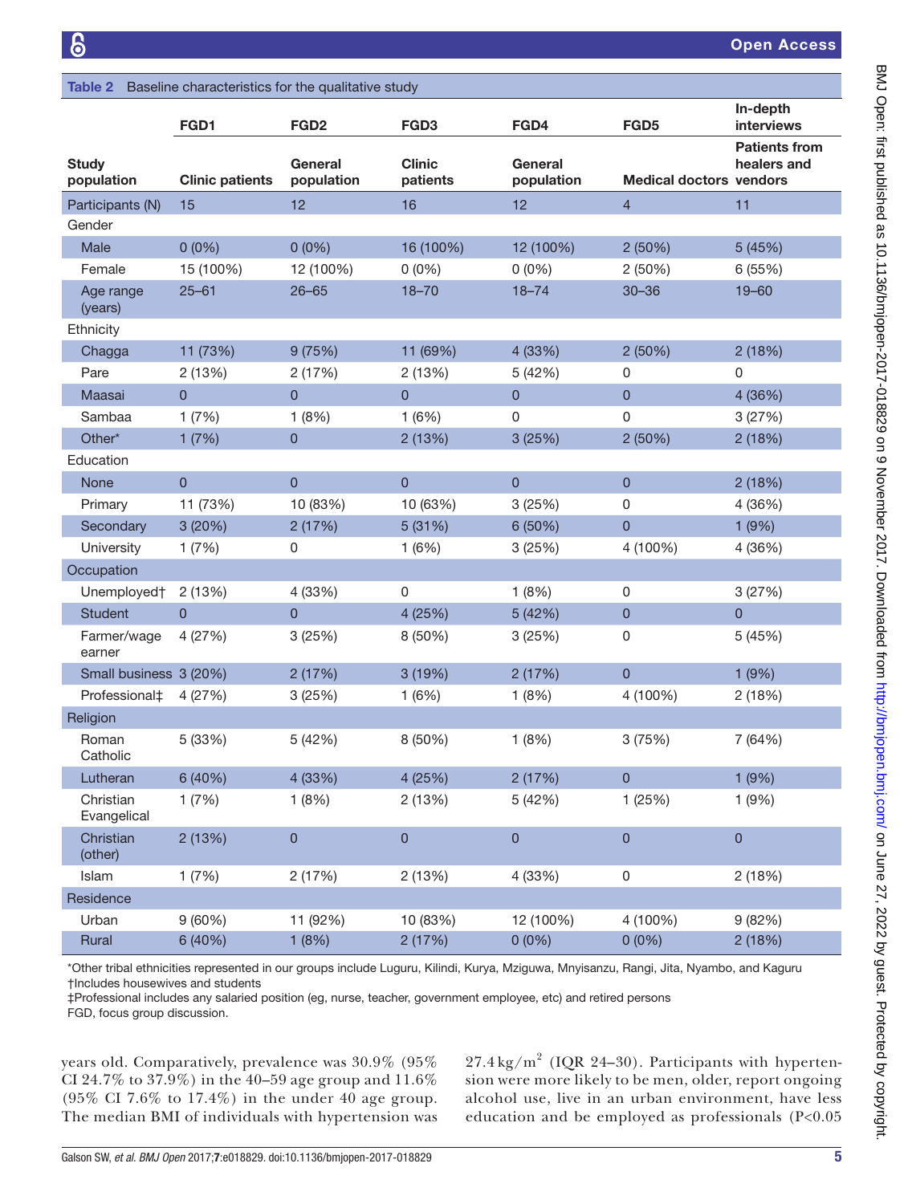**Table 2** Baseline characteristics for the qualitative study

| | FGD1 | FGD2 | FGD3 | FGD4 | FGD5 | In-depth interviews |
|---|---|---|---|---|---|---|
| **Study population** | **Clinic patients** | **General population** | **Clinic patients** | **General population** | **Medical doctors** | **Patients from healers and vendors** |
| Participants (N) | 15 | 12 | 16 | 12 | 4 | 11 |
| Gender | | | | | | |
| Male | 0 (0%) | 0 (0%) | 16 (100%) | 12 (100%) | 2 (50%) | 5 (45%) |
| Female | 15 (100%) | 12 (100%) | 0 (0%) | 0 (0%) | 2 (50%) | 6 (55%) |
| Age range (years) | 25–61 | 26–65 | 18–70 | 18–74 | 30–36 | 19–60 |
| Ethnicity | | | | | | |
| Chagga | 11 (73%) | 9 (75%) | 11 (69%) | 4 (33%) | 2 (50%) | 2 (18%) |
| Pare | 2 (13%) | 2 (17%) | 2 (13%) | 5 (42%) | 0 | 0 |
| Maasai | 0 | 0 | 0 | 0 | 0 | 4 (36%) |
| Sambaa | 1 (7%) | 1 (8%) | 1 (6%) | 0 | 0 | 3 (27%) |
| Other* | 1 (7%) | 0 | 2 (13%) | 3 (25%) | 2 (50%) | 2 (18%) |
| Education | | | | | | |
| None | 0 | 0 | 0 | 0 | 0 | 2 (18%) |
| Primary | 11 (73%) | 10 (83%) | 10 (63%) | 3 (25%) | 0 | 4 (36%) |
| Secondary | 3 (20%) | 2 (17%) | 5 (31%) | 6 (50%) | 0 | 1 (9%) |
| University | 1 (7%) | 0 | 1 (6%) | 3 (25%) | 4 (100%) | 4 (36%) |
| Occupation | | | | | | |
| Unemployed† | 2 (13%) | 4 (33%) | 0 | 1 (8%) | 0 | 3 (27%) |
| Student | 0 | 0 | 4 (25%) | 5 (42%) | 0 | 0 |
| Farmer/wage earner | 4 (27%) | 3 (25%) | 8 (50%) | 3 (25%) | 0 | 5 (45%) |
| Small business | 3 (20%) | 2 (17%) | 3 (19%) | 2 (17%) | 0 | 1 (9%) |
| Professional‡ | 4 (27%) | 3 (25%) | 1 (6%) | 1 (8%) | 4 (100%) | 2 (18%) |
| Religion | | | | | | |
| Roman Catholic | 5 (33%) | 5 (42%) | 8 (50%) | 1 (8%) | 3 (75%) | 7 (64%) |
| Lutheran | 6 (40%) | 4 (33%) | 4 (25%) | 2 (17%) | 0 | 1 (9%) |
| Christian Evangelical | 1 (7%) | 1 (8%) | 2 (13%) | 5 (42%) | 1 (25%) | 1 (9%) |
| Christian (other) | 2 (13%) | 0 | 0 | 0 | 0 | 0 |
| Islam | 1 (7%) | 2 (17%) | 2 (13%) | 4 (33%) | 0 | 2 (18%) |
| Residence | | | | | | |
| Urban | 9 (60%) | 11 (92%) | 10 (83%) | 12 (100%) | 4 (100%) | 9 (82%) |
| Rural | 6 (40%) | 1 (8%) | 2 (17%) | 0 (0%) | 0 (0%) | 2 (18%) |

*Other tribal ethnicities represented in our groups include Luguru, Kilindi, Kurya, Mziguwa, Mnyisanzu, Rangi, Jita, Nyambo, and Kaguru
†Includes housewives and students
‡Professional includes any salaried position (eg, nurse, teacher, government employee, etc) and retired persons
FGD, focus group discussion.

years old. Comparatively, prevalence was 30.9% (95% CI 24.7% to 37.9%) in the 40–59 age group and 11.6% (95% CI 7.6% to 17.4%) in the under 40 age group. The median BMI of individuals with hypertension was 27.4 $kg/m^2$ (IQR 24–30). Participants with hypertension were more likely to be men, older, report ongoing alcohol use, live in an urban environment, have less education and be employed as professionals ($P<0.05$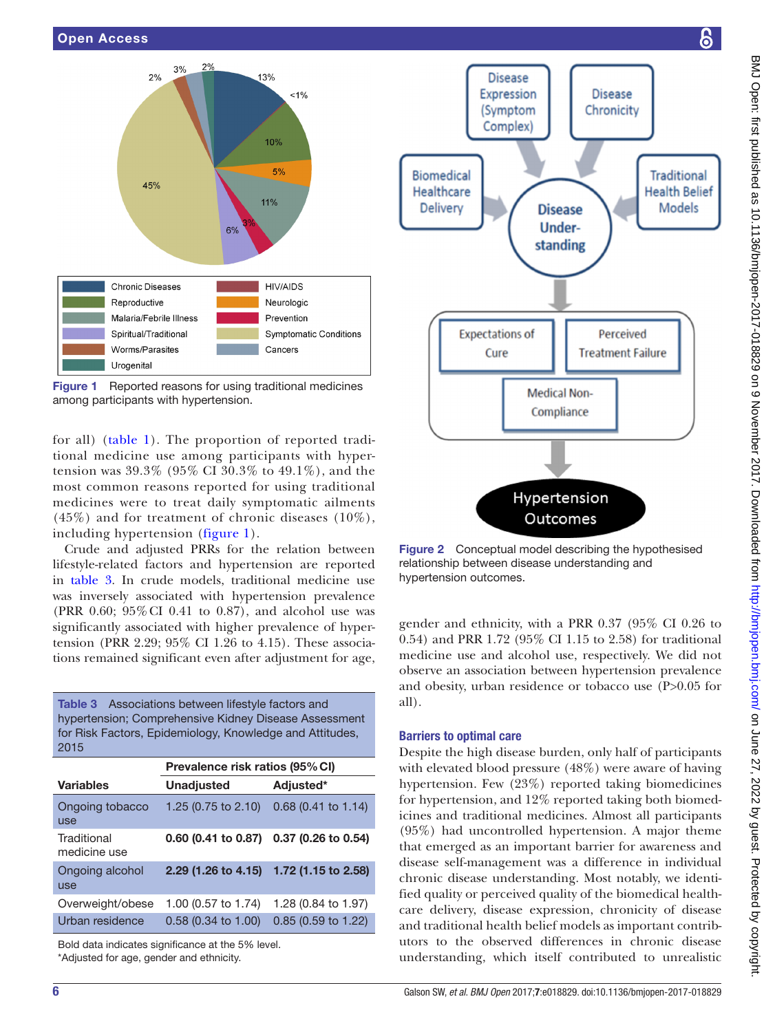Figure 1 Reported reasons for using traditional medicines among participants with hypertension.

for all) (table 1). The proportion of reported traditional medicine use among participants with hypertension was 39.3% (95% CI 30.3% to 49.1%), and the most common reasons reported for using traditional medicines were to treat daily symptomatic ailments (45%) and for treatment of chronic diseases (10%), including hypertension (figure 1).

Crude and adjusted PRRs for the relation between lifestyle-related factors and hypertension are reported in table 3. In crude models, traditional medicine use was inversely associated with hypertension prevalence (PRR 0.60; 95% CI 0.41 to 0.87), and alcohol use was significantly associated with higher prevalence of hypertension (PRR 2.29; 95% CI 1.26 to 4.15). These associations remained significant even after adjustment for age, gender and ethnicity, with a PRR 0.37 (95% CI 0.26 to 0.54) and PRR 1.72 (95% CI 1.15 to 2.58) for traditional medicine use and alcohol use, respectively. We did not observe an association between hypertension prevalence and obesity, urban residence or tobacco use (P>0.05 for all).

**Table 3** Associations between lifestyle factors and hypertension; Comprehensive Kidney Disease Assessment for Risk Factors, Epidemiology, Knowledge and Attitudes, 2015

| | Prevalence risk ratios (95% CI) | |
|---|---|---|
| **Variables** | **Unadjusted** | **Adjusted*** |
| Ongoing tobacco use | 1.25 (0.75 to 2.10) | 0.68 (0.41 to 1.14) |
| Traditional medicine use | **0.60 (0.41 to 0.87)** | **0.37 (0.26 to 0.54)** |
| Ongoing alcohol use | **2.29 (1.26 to 4.15)** | **1.72 (1.15 to 2.58)** |
| Overweight/obese | 1.00 (0.57 to 1.74) | 1.28 (0.84 to 1.97) |
| Urban residence | 0.58 (0.34 to 1.00) | 0.85 (0.59 to 1.22) |

Bold data indicates significance at the 5% level.
*Adjusted for age, gender and ethnicity.

Figure 2 Conceptual model describing the hypothesised relationship between disease understanding and hypertension outcomes.

### Barriers to optimal care

Despite the high disease burden, only half of participants with elevated blood pressure (48%) were aware of having hypertension. Few (23%) reported taking biomedicines for hypertension, and 12% reported taking both biomedicines and traditional medicines. Almost all participants (95%) had uncontrolled hypertension. A major theme that emerged as an important barrier for awareness and disease self-management was a difference in individual chronic disease understanding. Most notably, we identified quality or perceived quality of the biomedical healthcare delivery, disease expression, chronicity of disease and traditional health belief models as important contributors to the observed differences in chronic disease understanding, which itself contributed to unrealistic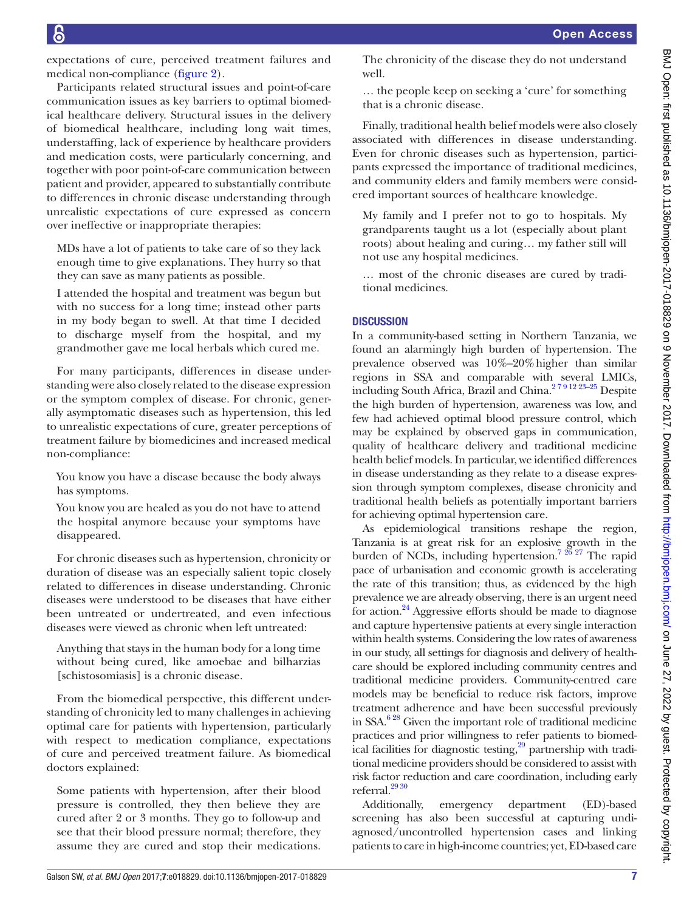expectations of cure, perceived treatment failures and medical non-compliance (figure 2).

Participants related structural issues and point-of-care communication issues as key barriers to optimal biomedical healthcare delivery. Structural issues in the delivery of biomedical healthcare, including long wait times, understaffing, lack of experience by healthcare providers and medication costs, were particularly concerning, and together with poor point-of-care communication between patient and provider, appeared to substantially contribute to differences in chronic disease understanding through unrealistic expectations of cure expressed as concern over ineffective or inappropriate therapies:

> MDs have a lot of patients to take care of so they lack enough time to give explanations. They hurry so that they can save as many patients as possible.
>
> I attended the hospital and treatment was begun but with no success for a long time; instead other parts in my body began to swell. At that time I decided to discharge myself from the hospital, and my grandmother gave me local herbals which cured me.

For many participants, differences in disease understanding were also closely related to the disease expression or the symptom complex of disease. For chronic, generally asymptomatic diseases such as hypertension, this led to unrealistic expectations of cure, greater perceptions of treatment failure by biomedicines and increased medical non-compliance:

> You know you have a disease because the body always has symptoms.
>
> You know you are healed as you do not have to attend the hospital anymore because your symptoms have disappeared.

For chronic diseases such as hypertension, chronicity or duration of disease was an especially salient topic closely related to differences in disease understanding. Chronic diseases were understood to be diseases that have either been untreated or undertreated, and even infectious diseases were viewed as chronic when left untreated:

> Anything that stays in the human body for a long time without being cured, like amoebae and bilharzias [schistosomiasis] is a chronic disease.

From the biomedical perspective, this different understanding of chronicity led to many challenges in achieving optimal care for patients with hypertension, particularly with respect to medication compliance, expectations of cure and perceived treatment failure. As biomedical doctors explained:

> Some patients with hypertension, after their blood pressure is controlled, they then believe they are cured after 2 or 3 months. They go to follow-up and see that their blood pressure normal; therefore, they assume they are cured and stop their medications. The chronicity of the disease they do not understand well.
>
> … the people keep on seeking a 'cure' for something that is a chronic disease.

Finally, traditional health belief models were also closely associated with differences in disease understanding. Even for chronic diseases such as hypertension, participants expressed the importance of traditional medicines, and community elders and family members were considered important sources of healthcare knowledge.

> My family and I prefer not to go to hospitals. My grandparents taught us a lot (especially about plant roots) about healing and curing… my father still will not use any hospital medicines.
>
> … most of the chronic diseases are cured by traditional medicines.

## DISCUSSION

In a community-based setting in Northern Tanzania, we found an alarmingly high burden of hypertension. The prevalence observed was 10%–20% higher than similar regions in SSA and comparable with several LMICs, including South Africa, Brazil and China.[2 7 9 12 23–25] Despite the high burden of hypertension, awareness was low, and few had achieved optimal blood pressure control, which may be explained by observed gaps in communication, quality of healthcare delivery and traditional medicine health belief models. In particular, we identified differences in disease understanding as they relate to a disease expression through symptom complexes, disease chronicity and traditional health beliefs as potentially important barriers for achieving optimal hypertension care.

As epidemiological transitions reshape the region, Tanzania is at great risk for an explosive growth in the burden of NCDs, including hypertension.[7 26 27] The rapid pace of urbanisation and economic growth is accelerating the rate of this transition; thus, as evidenced by the high prevalence we are already observing, there is an urgent need for action.[24] Aggressive efforts should be made to diagnose and capture hypertensive patients at every single interaction within health systems. Considering the low rates of awareness in our study, all settings for diagnosis and delivery of healthcare should be explored including community centres and traditional medicine providers. Community-centred care models may be beneficial to reduce risk factors, improve treatment adherence and have been successful previously in SSA.[6 28] Given the important role of traditional medicine practices and prior willingness to refer patients to biomedical facilities for diagnostic testing,[29] partnership with traditional medicine providers should be considered to assist with risk factor reduction and care coordination, including early referral.[29 30]

Additionally, emergency department (ED)-based screening has also been successful at capturing undiagnosed/uncontrolled hypertension cases and linking patients to care in high-income countries; yet, ED-based care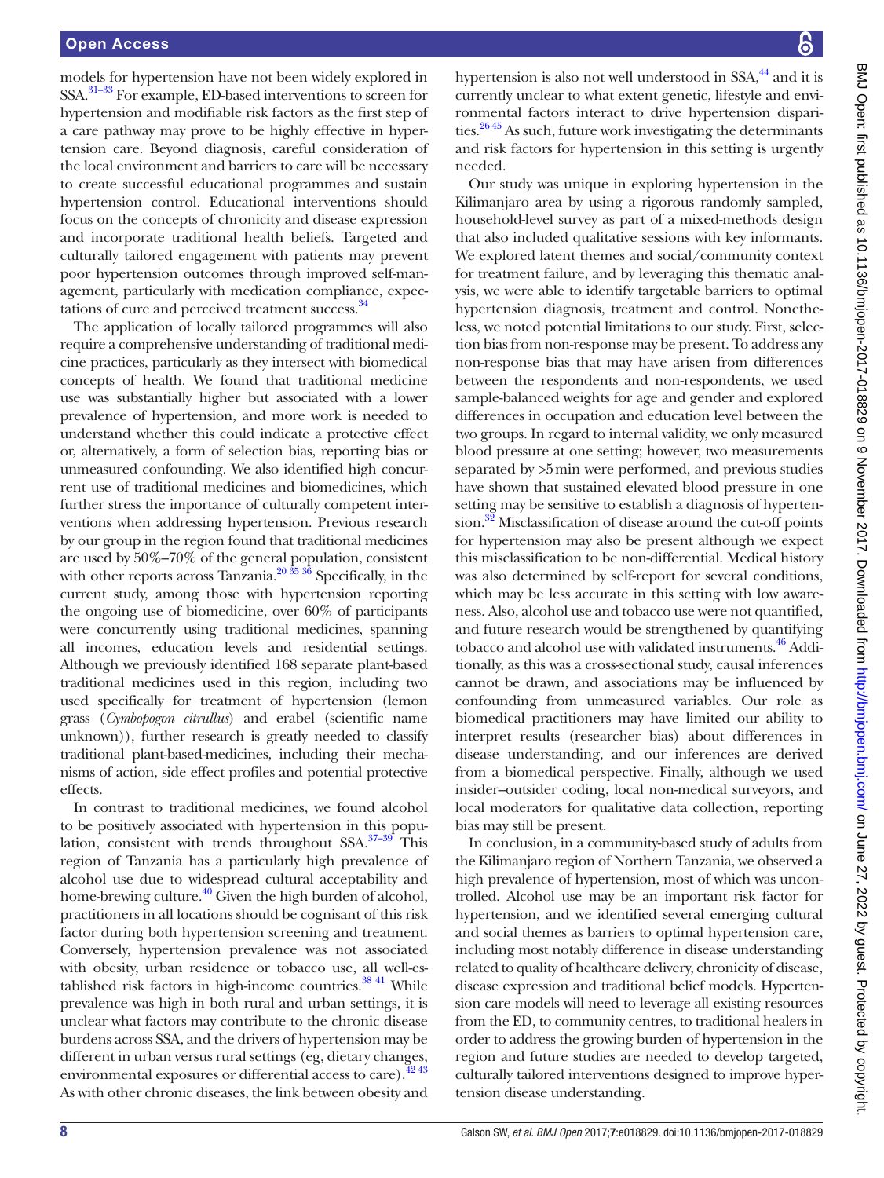models for hypertension have not been widely explored in SSA.[31–33] For example, ED-based interventions to screen for hypertension and modifiable risk factors as the first step of a care pathway may prove to be highly effective in hypertension care. Beyond diagnosis, careful consideration of the local environment and barriers to care will be necessary to create successful educational programmes and sustain hypertension control. Educational interventions should focus on the concepts of chronicity and disease expression and incorporate traditional health beliefs. Targeted and culturally tailored engagement with patients may prevent poor hypertension outcomes through improved self-management, particularly with medication compliance, expectations of cure and perceived treatment success.[34]

The application of locally tailored programmes will also require a comprehensive understanding of traditional medicine practices, particularly as they intersect with biomedical concepts of health. We found that traditional medicine use was substantially higher but associated with a lower prevalence of hypertension, and more work is needed to understand whether this could indicate a protective effect or, alternatively, a form of selection bias, reporting bias or unmeasured confounding. We also identified high concurrent use of traditional medicines and biomedicines, which further stress the importance of culturally competent interventions when addressing hypertension. Previous research by our group in the region found that traditional medicines are used by 50%–70% of the general population, consistent with other reports across Tanzania.[20 35 36] Specifically, in the current study, among those with hypertension reporting the ongoing use of biomedicine, over 60% of participants were concurrently using traditional medicines, spanning all incomes, education levels and residential settings. Although we previously identified 168 separate plant-based traditional medicines used in this region, including two used specifically for treatment of hypertension (lemon grass (*Cymbopogon citrullus*) and erabel (scientific name unknown)), further research is greatly needed to classify traditional plant-based-medicines, including their mechanisms of action, side effect profiles and potential protective effects.

In contrast to traditional medicines, we found alcohol to be positively associated with hypertension in this population, consistent with trends throughout SSA.[37–39] This region of Tanzania has a particularly high prevalence of alcohol use due to widespread cultural acceptability and home-brewing culture.[40] Given the high burden of alcohol, practitioners in all locations should be cognisant of this risk factor during both hypertension screening and treatment. Conversely, hypertension prevalence was not associated with obesity, urban residence or tobacco use, all well-established risk factors in high-income countries.[38 41] While prevalence was high in both rural and urban settings, it is unclear what factors may contribute to the chronic disease burdens across SSA, and the drivers of hypertension may be different in urban versus rural settings (eg, dietary changes, environmental exposures or differential access to care).[42 43] As with other chronic diseases, the link between obesity and hypertension is also not well understood in SSA,[44] and it is currently unclear to what extent genetic, lifestyle and environmental factors interact to drive hypertension disparities.[26 45] As such, future work investigating the determinants and risk factors for hypertension in this setting is urgently needed.

Our study was unique in exploring hypertension in the Kilimanjaro area by using a rigorous randomly sampled, household-level survey as part of a mixed-methods design that also included qualitative sessions with key informants. We explored latent themes and social/community context for treatment failure, and by leveraging this thematic analysis, we were able to identify targetable barriers to optimal hypertension diagnosis, treatment and control. Nonetheless, we noted potential limitations to our study. First, selection bias from non-response may be present. To address any non-response bias that may have arisen from differences between the respondents and non-respondents, we used sample-balanced weights for age and gender and explored differences in occupation and education level between the two groups. In regard to internal validity, we only measured blood pressure at one setting; however, two measurements separated by >5 min were performed, and previous studies have shown that sustained elevated blood pressure in one setting may be sensitive to establish a diagnosis of hypertension.[32] Misclassification of disease around the cut-off points for hypertension may also be present although we expect this misclassification to be non-differential. Medical history was also determined by self-report for several conditions, which may be less accurate in this setting with low awareness. Also, alcohol use and tobacco use were not quantified, and future research would be strengthened by quantifying tobacco and alcohol use with validated instruments.[46] Additionally, as this was a cross-sectional study, causal inferences cannot be drawn, and associations may be influenced by confounding from unmeasured variables. Our role as biomedical practitioners may have limited our ability to interpret results (researcher bias) about differences in disease understanding, and our inferences are derived from a biomedical perspective. Finally, although we used insider–outsider coding, local non-medical surveyors, and local moderators for qualitative data collection, reporting bias may still be present.

In conclusion, in a community-based study of adults from the Kilimanjaro region of Northern Tanzania, we observed a high prevalence of hypertension, most of which was uncontrolled. Alcohol use may be an important risk factor for hypertension, and we identified several emerging cultural and social themes as barriers to optimal hypertension care, including most notably difference in disease understanding related to quality of healthcare delivery, chronicity of disease, disease expression and traditional belief models. Hypertension care models will need to leverage all existing resources from the ED, to community centres, to traditional healers in order to address the growing burden of hypertension in the region and future studies are needed to develop targeted, culturally tailored interventions designed to improve hypertension disease understanding.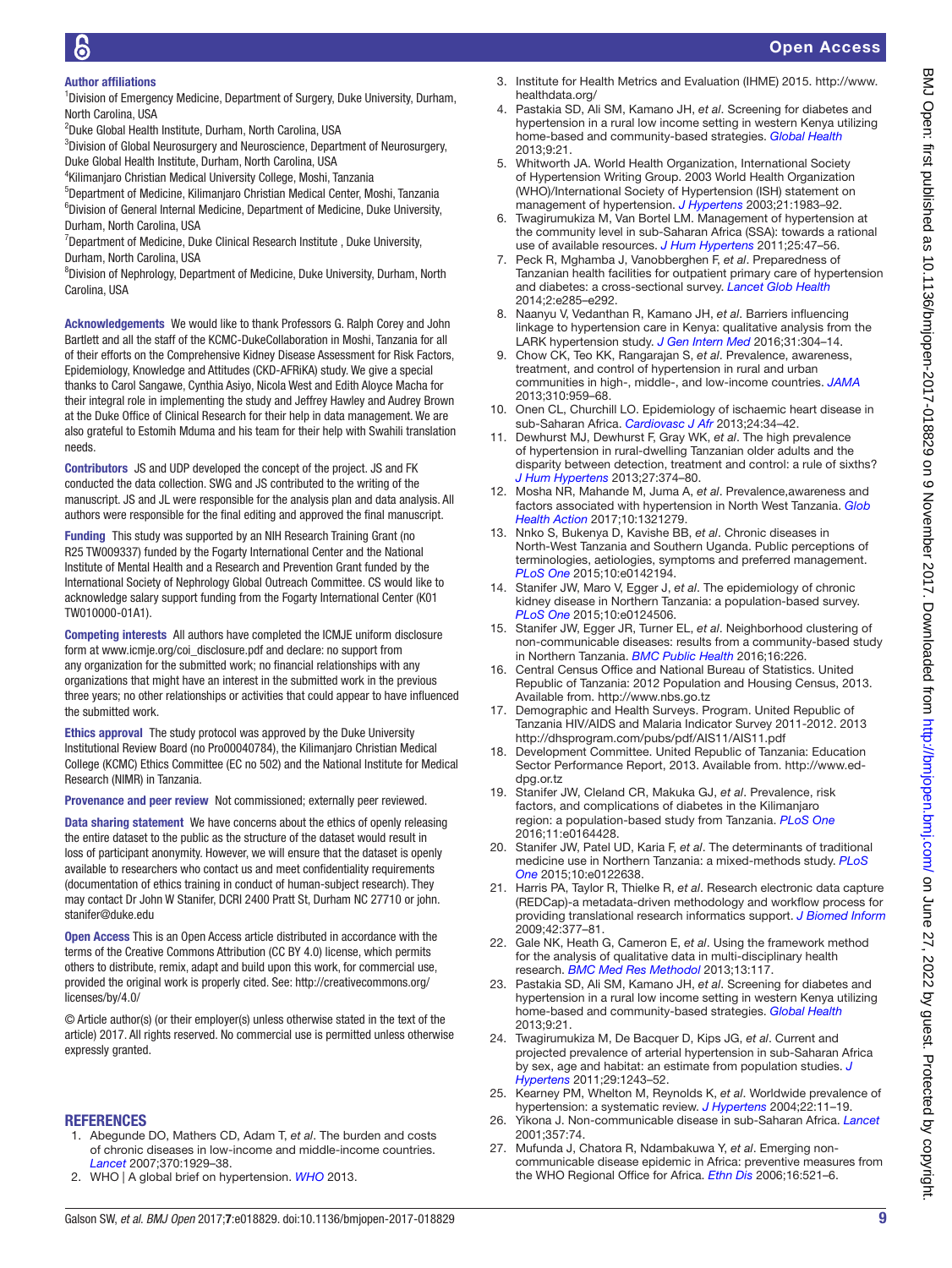## Author affiliations

[1]Division of Emergency Medicine, Department of Surgery, Duke University, Durham, North Carolina, USA
[2]Duke Global Health Institute, Durham, North Carolina, USA
[3]Division of Global Neurosurgery and Neuroscience, Department of Neurosurgery, Duke Global Health Institute, Durham, North Carolina, USA
[4]Kilimanjaro Christian Medical University College, Moshi, Tanzania
[5]Department of Medicine, Kilimanjaro Christian Medical Center, Moshi, Tanzania
[6]Division of General Internal Medicine, Department of Medicine, Duke University, Durham, North Carolina, USA
[7]Department of Medicine, Duke Clinical Research Institute , Duke University, Durham, North Carolina, USA
[8]Division of Nephrology, Department of Medicine, Duke University, Durham, North Carolina, USA

**Acknowledgements** We would like to thank Professors G. Ralph Corey and John Bartlett and all the staff of the KCMC-DukeCollaboration in Moshi, Tanzania for all of their efforts on the Comprehensive Kidney Disease Assessment for Risk Factors, Epidemiology, Knowledge and Attitudes (CKD-AFRiKA) study. We give a special thanks to Carol Sangawe, Cynthia Asiyo, Nicola West and Edith Aloyce Macha for their integral role in implementing the study and Jeffrey Hawley and Audrey Brown at the Duke Office of Clinical Research for their help in data management. We are also grateful to Estomih Mduma and his team for their help with Swahili translation needs.

**Contributors** JS and UDP developed the concept of the project. JS and FK conducted the data collection. SWG and JS contributed to the writing of the manuscript. JS and JL were responsible for the analysis plan and data analysis. All authors were responsible for the final editing and approved the final manuscript.

**Funding** This study was supported by an NIH Research Training Grant (no R25 TW009337) funded by the Fogarty International Center and the National Institute of Mental Health and a Research and Prevention Grant funded by the International Society of Nephrology Global Outreach Committee. CS would like to acknowledge salary support funding from the Fogarty International Center (K01 TW010000-01A1).

**Competing interests** All authors have completed the ICMJE uniform disclosure form at www.icmje.org/coi_disclosure.pdf and declare: no support from any organization for the submitted work; no financial relationships with any organizations that might have an interest in the submitted work in the previous three years; no other relationships or activities that could appear to have influenced the submitted work.

**Ethics approval** The study protocol was approved by the Duke University Institutional Review Board (no Pro00040784), the Kilimanjaro Christian Medical College (KCMC) Ethics Committee (EC no 502) and the National Institute for Medical Research (NIMR) in Tanzania.

**Provenance and peer review** Not commissioned; externally peer reviewed.

**Data sharing statement** We have concerns about the ethics of openly releasing the entire dataset to the public as the structure of the dataset would result in loss of participant anonymity. However, we will ensure that the dataset is openly available to researchers who contact us and meet confidentiality requirements (documentation of ethics training in conduct of human-subject research). They may contact Dr John W Stanifer, DCRI 2400 Pratt St, Durham NC 27710 or john.stanifer@duke.edu

**Open Access** This is an Open Access article distributed in accordance with the terms of the Creative Commons Attribution (CC BY 4.0) license, which permits others to distribute, remix, adapt and build upon this work, for commercial use, provided the original work is properly cited. See: http://creativecommons.org/licenses/by/4.0/

© Article author(s) (or their employer(s) unless otherwise stated in the text of the article) 2017. All rights reserved. No commercial use is permitted unless otherwise expressly granted.

## REFERENCES

1. Abegunde DO, Mathers CD, Adam T, *et al*. The burden and costs of chronic diseases in low-income and middle-income countries. *Lancet* 2007;370:1929–38.
2. WHO | A global brief on hypertension. *WHO* 2013.
3. Institute for Health Metrics and Evaluation (IHME) 2015. http://www.healthdata.org/
4. Pastakia SD, Ali SM, Kamano JH, *et al*. Screening for diabetes and hypertension in a rural low income setting in western Kenya utilizing home-based and community-based strategies. *Global Health* 2013;9:21.
5. Whitworth JA. World Health Organization, International Society of Hypertension Writing Group. 2003 World Health Organization (WHO)/International Society of Hypertension (ISH) statement on management of hypertension. *J Hypertens* 2003;21:1983–92.
6. Twagirumukiza M, Van Bortel LM. Management of hypertension at the community level in sub-Saharan Africa (SSA): towards a rational use of available resources. *J Hum Hypertens* 2011;25:47–56.
7. Peck R, Mghamba J, Vanobberghen F, *et al*. Preparedness of Tanzanian health facilities for outpatient primary care of hypertension and diabetes: a cross-sectional survey. *Lancet Glob Health* 2014;2:e285–e292.
8. Naanyu V, Vedanthan R, Kamano JH, *et al*. Barriers influencing linkage to hypertension care in Kenya: qualitative analysis from the LARK hypertension study. *J Gen Intern Med* 2016;31:304–14.
9. Chow CK, Teo KK, Rangarajan S, *et al*. Prevalence, awareness, treatment, and control of hypertension in rural and urban communities in high-, middle-, and low-income countries. *JAMA* 2013;310:959–68.
10. Onen CL, Churchill LO. Epidemiology of ischaemic heart disease in sub-Saharan Africa. *Cardiovasc J Afr* 2013;24:34–42.
11. Dewhurst MJ, Dewhurst F, Gray WK, *et al*. The high prevalence of hypertension in rural-dwelling Tanzanian older adults and the disparity between detection, treatment and control: a rule of sixths? *J Hum Hypertens* 2013;27:374–80.
12. Mosha NR, Mahande M, Juma A, *et al*. Prevalence,awareness and factors associated with hypertension in North West Tanzania. *Glob Health Action* 2017;10:1321279.
13. Nnko S, Bukenya D, Kavishe BB, *et al*. Chronic diseases in North-West Tanzania and Southern Uganda. Public perceptions of terminologies, aetiologies, symptoms and preferred management. *PLoS One* 2015;10:e0142194.
14. Stanifer JW, Maro V, Egger J, *et al*. The epidemiology of chronic kidney disease in Northern Tanzania: a population-based survey. *PLoS One* 2015;10:e0124506.
15. Stanifer JW, Egger JR, Turner EL, *et al*. Neighborhood clustering of non-communicable diseases: results from a community-based study in Northern Tanzania. *BMC Public Health* 2016;16:226.
16. Central Census Office and National Bureau of Statistics. United Republic of Tanzania: 2012 Population and Housing Census, 2013. Available from. http://www.nbs.go.tz
17. Demographic and Health Surveys. Program. United Republic of Tanzania HIV/AIDS and Malaria Indicator Survey 2011-2012. 2013 http://dhsprogram.com/pubs/pdf/AIS11/AIS11.pdf
18. Development Committee. United Republic of Tanzania: Education Sector Performance Report, 2013. Available from. http://www.ed-dpg.or.tz
19. Stanifer JW, Cleland CR, Makuka GJ, *et al*. Prevalence, risk factors, and complications of diabetes in the Kilimanjaro region: a population-based study from Tanzania. *PLoS One* 2016;11:e0164428.
20. Stanifer JW, Patel UD, Karia F, *et al*. The determinants of traditional medicine use in Northern Tanzania: a mixed-methods study. *PLoS One* 2015;10:e0122638.
21. Harris PA, Taylor R, Thielke R, *et al*. Research electronic data capture (REDCap)-a metadata-driven methodology and workflow process for providing translational research informatics support. *J Biomed Inform* 2009;42:377–81.
22. Gale NK, Heath G, Cameron E, *et al*. Using the framework method for the analysis of qualitative data in multi-disciplinary health research. *BMC Med Res Methodol* 2013;13:117.
23. Pastakia SD, Ali SM, Kamano JH, *et al*. Screening for diabetes and hypertension in a rural low income setting in western Kenya utilizing home-based and community-based strategies. *Global Health* 2013;9:21.
24. Twagirumukiza M, De Bacquer D, Kips JG, *et al*. Current and projected prevalence of arterial hypertension in sub-Saharan Africa by sex, age and habitat: an estimate from population studies. *J Hypertens* 2011;29:1243–52.
25. Kearney PM, Whelton M, Reynolds K, *et al*. Worldwide prevalence of hypertension: a systematic review. *J Hypertens* 2004;22:11–19.
26. Yikona J. Non-communicable disease in sub-Saharan Africa. *Lancet* 2001;357:74.
27. Mufunda J, Chatora R, Ndambakuwa Y, *et al*. Emerging non-communicable disease epidemic in Africa: preventive measures from the WHO Regional Office for Africa. *Ethn Dis* 2006;16:521–6.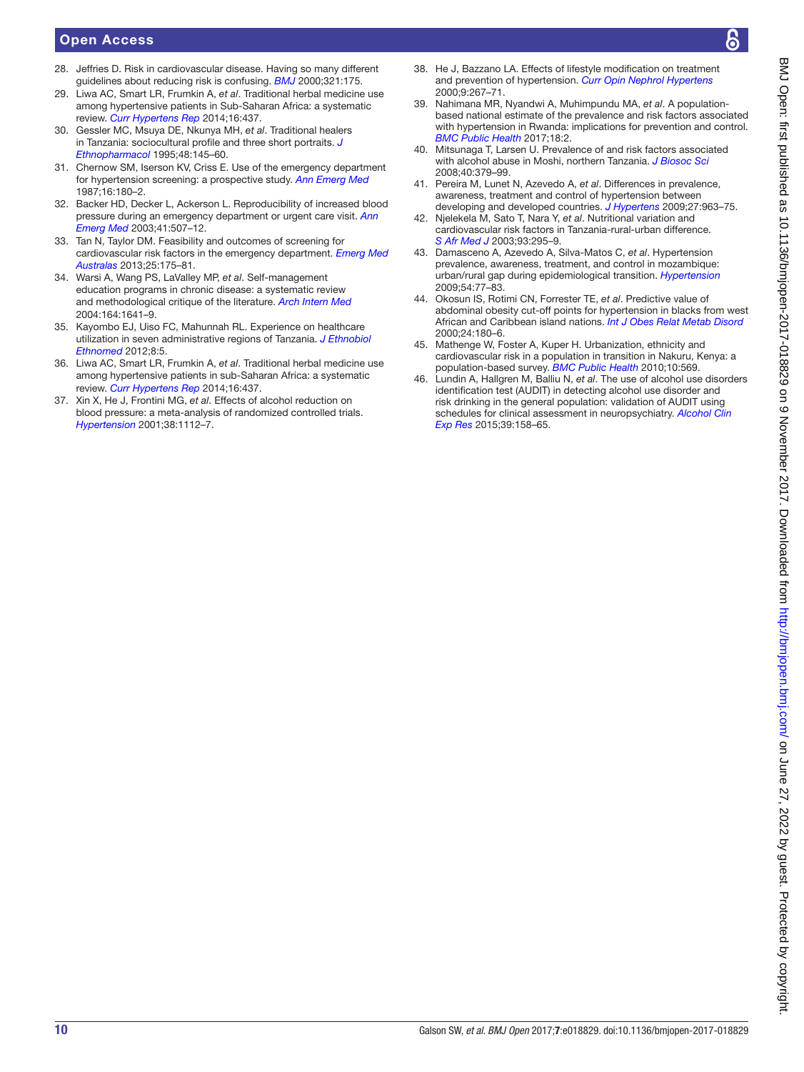28. Jeffries D. Risk in cardiovascular disease. Having so many different guidelines about reducing risk is confusing. *BMJ* 2000;321:175.
29. Liwa AC, Smart LR, Frumkin A, *et al*. Traditional herbal medicine use among hypertensive patients in Sub-Saharan Africa: a systematic review. *Curr Hypertens Rep* 2014;16:437.
30. Gessler MC, Msuya DE, Nkunya MH, *et al*. Traditional healers in Tanzania: sociocultural profile and three short portraits. *J Ethnopharmacol* 1995;48:145–60.
31. Chernow SM, Iserson KV, Criss E. Use of the emergency department for hypertension screening: a prospective study. *Ann Emerg Med* 1987;16:180–2.
32. Backer HD, Decker L, Ackerson L. Reproducibility of increased blood pressure during an emergency department or urgent care visit. *Ann Emerg Med* 2003;41:507–12.
33. Tan N, Taylor DM. Feasibility and outcomes of screening for cardiovascular risk factors in the emergency department. *Emerg Med Australas* 2013;25:175–81.
34. Warsi A, Wang PS, LaValley MP, *et al*. Self-management education programs in chronic disease: a systematic review and methodological critique of the literature. *Arch Intern Med* 2004;164:1641–9.
35. Kayombo EJ, Uiso FC, Mahunnah RL. Experience on healthcare utilization in seven administrative regions of Tanzania. *J Ethnobiol Ethnomed* 2012;8:5.
36. Liwa AC, Smart LR, Frumkin A, *et al*. Traditional herbal medicine use among hypertensive patients in sub-Saharan Africa: a systematic review. *Curr Hypertens Rep* 2014;16:437.
37. Xin X, He J, Frontini MG, *et al*. Effects of alcohol reduction on blood pressure: a meta-analysis of randomized controlled trials. *Hypertension* 2001;38:1112–7.
38. He J, Bazzano LA. Effects of lifestyle modification on treatment and prevention of hypertension. *Curr Opin Nephrol Hypertens* 2000;9:267–71.
39. Nahimana MR, Nyandwi A, Muhimpundu MA, *et al*. A population-based national estimate of the prevalence and risk factors associated with hypertension in Rwanda: implications for prevention and control. *BMC Public Health* 2017;18:2.
40. Mitsunaga T, Larsen U. Prevalence of and risk factors associated with alcohol abuse in Moshi, northern Tanzania. *J Biosoc Sci* 2008;40:379–99.
41. Pereira M, Lunet N, Azevedo A, *et al*. Differences in prevalence, awareness, treatment and control of hypertension between developing and developed countries. *J Hypertens* 2009;27:963–75.
42. Njelekela M, Sato T, Nara Y, *et al*. Nutritional variation and cardiovascular risk factors in Tanzania-rural-urban difference. *S Afr Med J* 2003;93:295–9.
43. Damasceno A, Azevedo A, Silva-Matos C, *et al*. Hypertension prevalence, awareness, treatment, and control in mozambique: urban/rural gap during epidemiological transition. *Hypertension* 2009;54:77–83.
44. Okosun IS, Rotimi CN, Forrester TE, *et al*. Predictive value of abdominal obesity cut-off points for hypertension in blacks from west African and Caribbean island nations. *Int J Obes Relat Metab Disord* 2000;24:180–6.
45. Mathenge W, Foster A, Kuper H. Urbanization, ethnicity and cardiovascular risk in a population in transition in Nakuru, Kenya: a population-based survey. *BMC Public Health* 2010;10:569.
46. Lundin A, Hallgren M, Balliu N, *et al*. The use of alcohol use disorders identification test (AUDIT) in detecting alcohol use disorder and risk drinking in the general population: validation of AUDIT using schedules for clinical assessment in neuropsychiatry. *Alcohol Clin Exp Res* 2015;39:158–65.